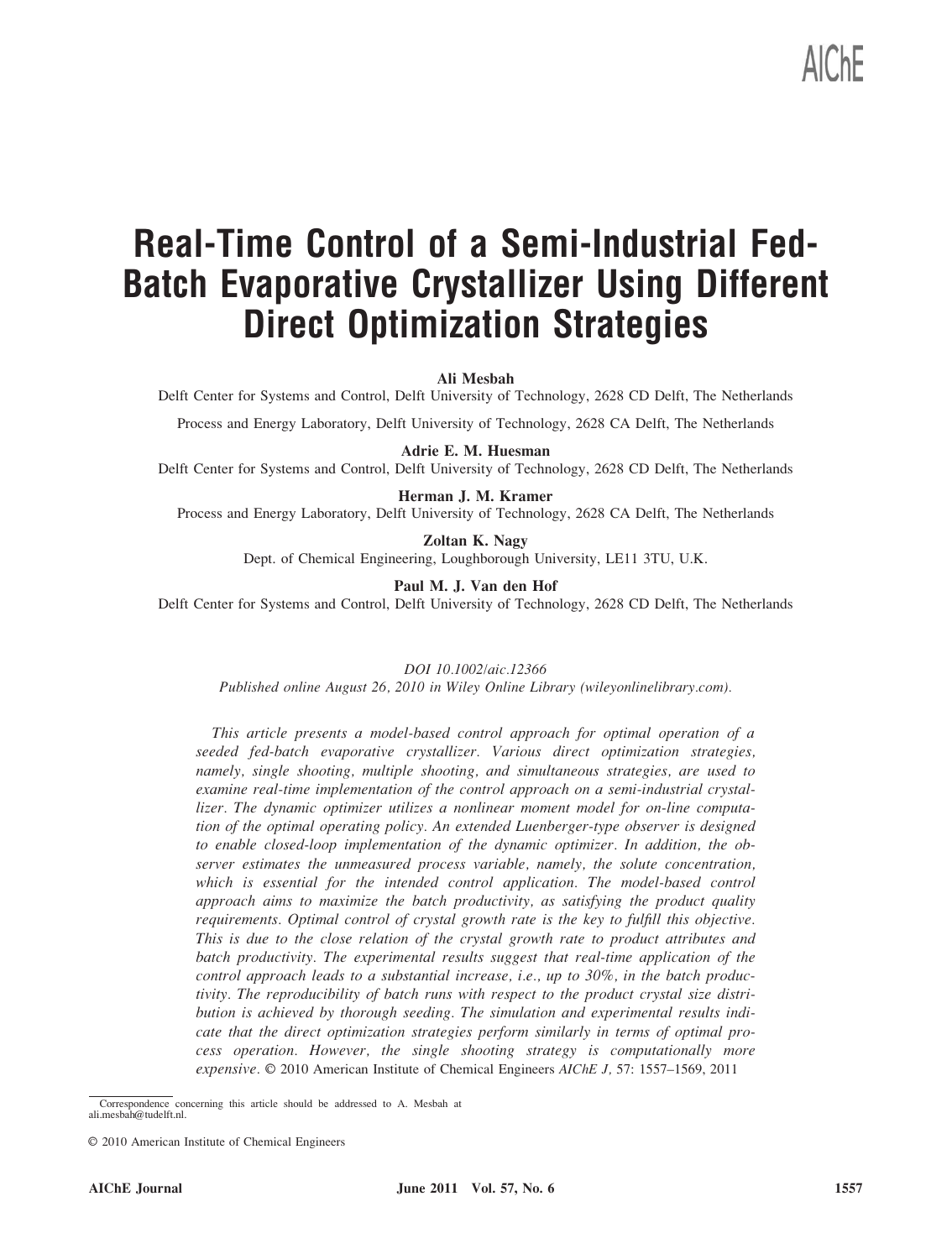# Real-Time Control of a Semi-Industrial Fed-Batch Evaporative Crystallizer Using Different Direct Optimization Strategies

**Ali Mesbah**

Delft Center for Systems and Control, Delft University of Technology, 2628 CD Delft, The Netherlands

Process and Energy Laboratory, Delft University of Technology, 2628 CA Delft, The Netherlands

**Adrie E. M. Huesman**

Delft Center for Systems and Control, Delft University of Technology, 2628 CD Delft, The Netherlands

**Herman J. M. Kramer**

Process and Energy Laboratory, Delft University of Technology, 2628 CA Delft, The Netherlands

**Zoltan K. Nagy**

Dept. of Chemical Engineering, Loughborough University, LE11 3TU, U.K.

**Paul M. J. Van den Hof**

Delft Center for Systems and Control, Delft University of Technology, 2628 CD Delft, The Netherlands

*DOI 10.1002/aic.12366*

*Published online August 26, 2010 in Wiley Online Library (wileyonlinelibrary.com).*

*This article presents a model-based control approach for optimal operation of a seeded fed-batch evaporative crystallizer. Various direct optimization strategies, namely, single shooting, multiple shooting, and simultaneous strategies, are used to examine real-time implementation of the control approach on a semi-industrial crystallizer. The dynamic optimizer utilizes a nonlinear moment model for on-line computation of the optimal operating policy. An extended Luenberger-type observer is designed to enable closed-loop implementation of the dynamic optimizer. In addition, the observer estimates the unmeasured process variable, namely, the solute concentration, which is essential for the intended control application. The model-based control approach aims to maximize the batch productivity, as satisfying the product quality requirements. Optimal control of crystal growth rate is the key to fulfill this objective. This is due to the close relation of the crystal growth rate to product attributes and batch productivity. The experimental results suggest that real-time application of the control approach leads to a substantial increase, i.e., up to 30%, in the batch productivity. The reproducibility of batch runs with respect to the product crystal size distribution is achieved by thorough seeding. The simulation and experimental results indicate that the direct optimization strategies perform similarly in terms of optimal process operation. However, the single shooting strategy is computationally more expensive.* © 2010 American Institute of Chemical Engineers *AIChE J*, 57: 1557–1569, 2011

Correspondence concerning this article should be addressed to A. Mesbah at ali.mesbah@tudelft.nl.

© 2010 American Institute of Chemical Engineers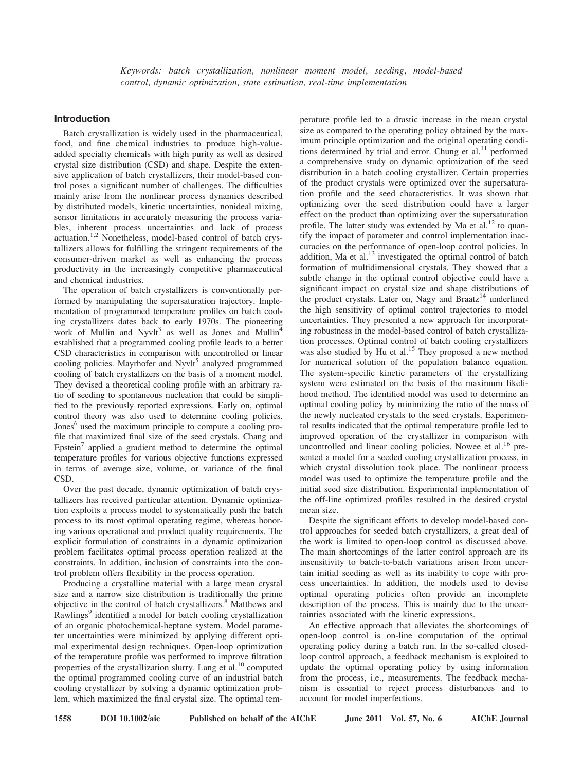*Keywords: batch crystallization, nonlinear moment model, seeding, model-based control, dynamic optimization, state estimation, real-time implementation*

## Introduction

Batch crystallization is widely used in the pharmaceutical, food, and fine chemical industries to produce high-value-added specialty chemicals with high purity as well as desired crystal size distribution (CSD) and shape. Despite the extensive application of batch crystallizers, their model-based control poses a significant number of challenges. The difficulties mainly arise from the nonlinear process dynamics described by distributed models, kinetic uncertainties, nonideal mixing, sensor limitations in accurately measuring the process variables, inherent process uncertainties and lack of process actuation.[1,2] Nonetheless, model-based control of batch crystallizers allows for fulfilling the stringent requirements of the consumer-driven market as well as enhancing the process productivity in the increasingly competitive pharmaceutical and chemical industries.

The operation of batch crystallizers is conventionally performed by manipulating the supersaturation trajectory. Implementation of programmed temperature profiles on batch cooling crystallizers dates back to early 1970s. The pioneering work of Mullin and Nyvlt[3] as well as Jones and Mullin[4] established that a programmed cooling profile leads to a better CSD characteristics in comparison with uncontrolled or linear cooling policies. Mayrhofer and Nyvlt[5] analyzed programmed cooling of batch crystallizers on the basis of a moment model. They devised a theoretical cooling profile with an arbitrary ratio of seeding to spontaneous nucleation that could be simplified to the previously reported expressions. Early on, optimal control theory was also used to determine cooling policies. Jones[6] used the maximum principle to compute a cooling profile that maximized final size of the seed crystals. Chang and Epstein[7] applied a gradient method to determine the optimal temperature profiles for various objective functions expressed in terms of average size, volume, or variance of the final CSD.

Over the past decade, dynamic optimization of batch crystallizers has received particular attention. Dynamic optimization exploits a process model to systematically push the batch process to its most optimal operating regime, whereas honoring various operational and product quality requirements. The explicit formulation of constraints in a dynamic optimization problem facilitates optimal process operation realized at the constraints. In addition, inclusion of constraints into the control problem offers flexibility in the process operation.

Producing a crystalline material with a large mean crystal size and a narrow size distribution is traditionally the prime objective in the control of batch crystallizers.[8] Matthews and Rawlings[9] identified a model for batch cooling crystallization of an organic photochemical-heptane system. Model parameter uncertainties were minimized by applying different optimal experimental design techniques. Open-loop optimization of the temperature profile was performed to improve filtration properties of the crystallization slurry. Lang et al.[10] computed the optimal programmed cooling curve of an industrial batch cooling crystallizer by solving a dynamic optimization problem, which maximized the final crystal size. The optimal temperature profile led to a drastic increase in the mean crystal size as compared to the operating policy obtained by the maximum principle optimization and the original operating conditions determined by trial and error. Chung et al.[11] performed a comprehensive study on dynamic optimization of the seed distribution in a batch cooling crystallizer. Certain properties of the product crystals were optimized over the supersaturation profile and the seed characteristics. It was shown that optimizing over the seed distribution could have a larger effect on the product than optimizing over the supersaturation profile. The latter study was extended by Ma et al.[12] to quantify the impact of parameter and control implementation inaccuracies on the performance of open-loop control policies. In addition, Ma et al.[13] investigated the optimal control of batch formation of multidimensional crystals. They showed that a subtle change in the optimal control objective could have a significant impact on crystal size and shape distributions of the product crystals. Later on, Nagy and Braatz[14] underlined the high sensitivity of optimal control trajectories to model uncertainties. They presented a new approach for incorporating robustness in the model-based control of batch crystallization processes. Optimal control of batch cooling crystallizers was also studied by Hu et al.[15] They proposed a new method for numerical solution of the population balance equation. The system-specific kinetic parameters of the crystallizing system were estimated on the basis of the maximum likelihood method. The identified model was used to determine an optimal cooling policy by minimizing the ratio of the mass of the newly nucleated crystals to the seed crystals. Experimental results indicated that the optimal temperature profile led to improved operation of the crystallizer in comparison with uncontrolled and linear cooling policies. Nowee et al.[16] presented a model for a seeded cooling crystallization process, in which crystal dissolution took place. The nonlinear process model was used to optimize the temperature profile and the initial seed size distribution. Experimental implementation of the off-line optimized profiles resulted in the desired crystal mean size.

Despite the significant efforts to develop model-based control approaches for seeded batch crystallizers, a great deal of the work is limited to open-loop control as discussed above. The main shortcomings of the latter control approach are its insensitivity to batch-to-batch variations arisen from uncertain initial seeding as well as its inability to cope with process uncertainties. In addition, the models used to devise optimal operating policies often provide an incomplete description of the process. This is mainly due to the uncertainties associated with the kinetic expressions.

An effective approach that alleviates the shortcomings of open-loop control is on-line computation of the optimal operating policy during a batch run. In the so-called closed-loop control approach, a feedback mechanism is exploited to update the optimal operating policy by using information from the process, i.e., measurements. The feedback mechanism is essential to reject process disturbances and to account for model imperfections.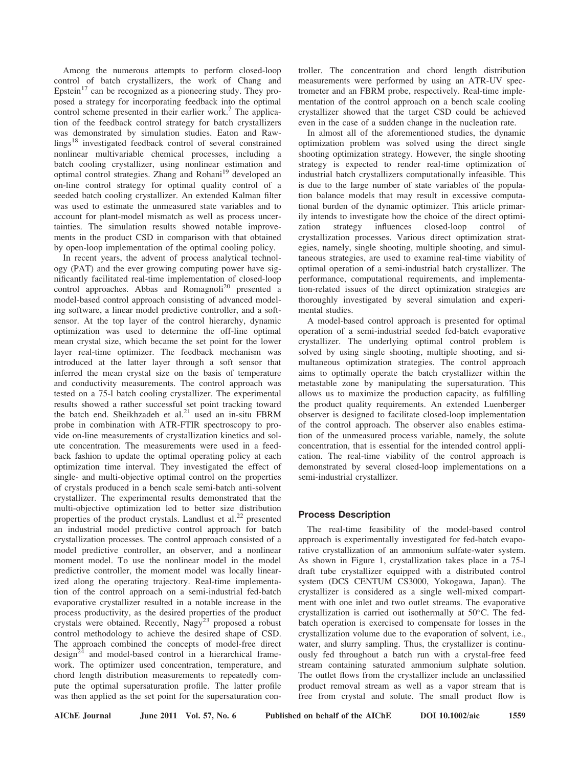Among the numerous attempts to perform closed-loop control of batch crystallizers, the work of Chang and Epstein[17] can be recognized as a pioneering study. They proposed a strategy for incorporating feedback into the optimal control scheme presented in their earlier work.[7] The application of the feedback control strategy for batch crystallizers was demonstrated by simulation studies. Eaton and Rawlings[18] investigated feedback control of several constrained nonlinear multivariable chemical processes, including a batch cooling crystallizer, using nonlinear estimation and optimal control strategies. Zhang and Rohani[19] developed an on-line control strategy for optimal quality control of a seeded batch cooling crystallizer. An extended Kalman filter was used to estimate the unmeasured state variables and to account for plant-model mismatch as well as process uncertainties. The simulation results showed notable improvements in the product CSD in comparison with that obtained by open-loop implementation of the optimal cooling policy.

In recent years, the advent of process analytical technology (PAT) and the ever growing computing power have significantly facilitated real-time implementation of closed-loop control approaches. Abbas and Romagnoli[20] presented a model-based control approach consisting of advanced modeling software, a linear model predictive controller, and a soft-sensor. At the top layer of the control hierarchy, dynamic optimization was used to determine the off-line optimal mean crystal size, which became the set point for the lower layer real-time optimizer. The feedback mechanism was introduced at the latter layer through a soft sensor that inferred the mean crystal size on the basis of temperature and conductivity measurements. The control approach was tested on a 75-l batch cooling crystallizer. The experimental results showed a rather successful set point tracking toward the batch end. Sheikhzadeh et al.[21] used an in-situ FBRM probe in combination with ATR-FTIR spectroscopy to provide on-line measurements of crystallization kinetics and solute concentration. The measurements were used in a feedback fashion to update the optimal operating policy at each optimization time interval. They investigated the effect of single- and multi-objective optimal control on the properties of crystals produced in a bench scale semi-batch anti-solvent crystallizer. The experimental results demonstrated that the multi-objective optimization led to better size distribution properties of the product crystals. Landlust et al.[22] presented an industrial model predictive control approach for batch crystallization processes. The control approach consisted of a model predictive controller, an observer, and a nonlinear moment model. To use the nonlinear model in the model predictive controller, the moment model was locally linearized along the operating trajectory. Real-time implementation of the control approach on a semi-industrial fed-batch evaporative crystallizer resulted in a notable increase in the process productivity, as the desired properties of the product crystals were obtained. Recently, Nagy[23] proposed a robust control methodology to achieve the desired shape of CSD. The approach combined the concepts of model-free direct design[24] and model-based control in a hierarchical framework. The optimizer used concentration, temperature, and chord length distribution measurements to repeatedly compute the optimal supersaturation profile. The latter profile was then applied as the set point for the supersaturation controller. The concentration and chord length distribution measurements were performed by using an ATR-UV spectrometer and an FBRM probe, respectively. Real-time implementation of the control approach on a bench scale cooling crystallizer showed that the target CSD could be achieved even in the case of a sudden change in the nucleation rate.

In almost all of the aforementioned studies, the dynamic optimization problem was solved using the direct single shooting optimization strategy. However, the single shooting strategy is expected to render real-time optimization of industrial batch crystallizers computationally infeasible. This is due to the large number of state variables of the population balance models that may result in excessive computational burden of the dynamic optimizer. This article primarily intends to investigate how the choice of the direct optimization strategy influences closed-loop control of crystallization processes. Various direct optimization strategies, namely, single shooting, multiple shooting, and simultaneous strategies, are used to examine real-time viability of optimal operation of a semi-industrial batch crystallizer. The performance, computational requirements, and implementation-related issues of the direct optimization strategies are thoroughly investigated by several simulation and experimental studies.

A model-based control approach is presented for optimal operation of a semi-industrial seeded fed-batch evaporative crystallizer. The underlying optimal control problem is solved by using single shooting, multiple shooting, and simultaneous optimization strategies. The control approach aims to optimally operate the batch crystallizer within the metastable zone by manipulating the supersaturation. This allows us to maximize the production capacity, as fulfilling the product quality requirements. An extended Luenberger observer is designed to facilitate closed-loop implementation of the control approach. The observer also enables estimation of the unmeasured process variable, namely, the solute concentration, that is essential for the intended control application. The real-time viability of the control approach is demonstrated by several closed-loop implementations on a semi-industrial crystallizer.

## Process Description

The real-time feasibility of the model-based control approach is experimentally investigated for fed-batch evaporative crystallization of an ammonium sulfate-water system. As shown in Figure 1, crystallization takes place in a 75-l draft tube crystallizer equipped with a distributed control system (DCS CENTUM CS3000, Yokogawa, Japan). The crystallizer is considered as a single well-mixed compartment with one inlet and two outlet streams. The evaporative crystallization is carried out isothermally at 50°C. The fed-batch operation is exercised to compensate for losses in the crystallization volume due to the evaporation of solvent, i.e., water, and slurry sampling. Thus, the crystallizer is continuously fed throughout a batch run with a crystal-free feed stream containing saturated ammonium sulphate solution. The outlet flows from the crystallizer include an unclassified product removal stream as well as a vapor stream that is free from crystal and solute. The small product flow is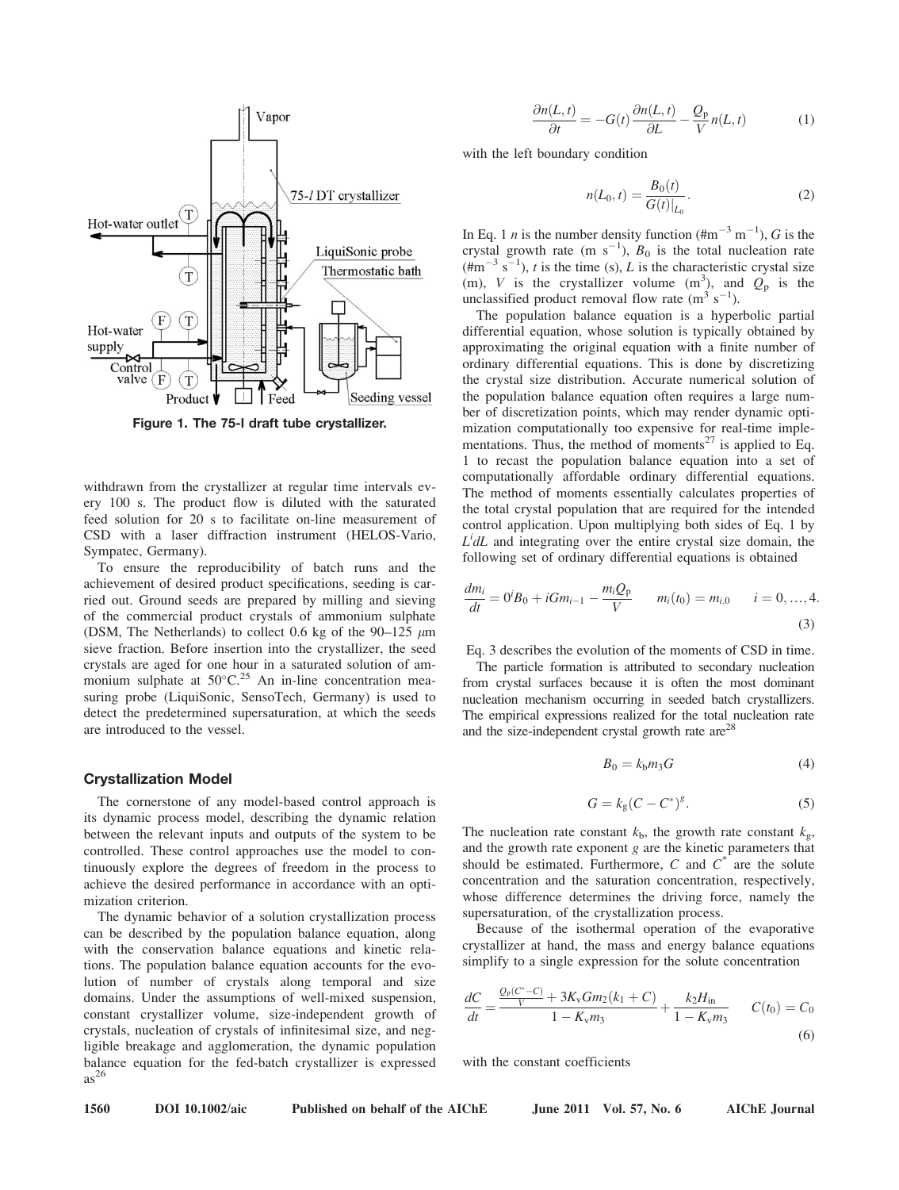Figure 1. The 75-l draft tube crystallizer.

withdrawn from the crystallizer at regular time intervals every 100 s. The product flow is diluted with the saturated feed solution for 20 s to facilitate on-line measurement of CSD with a laser diffraction instrument (HELOS-Vario, Sympatec, Germany).

To ensure the reproducibility of batch runs and the achievement of desired product specifications, seeding is carried out. Ground seeds are prepared by milling and sieving of the commercial product crystals of ammonium sulphate (DSM, The Netherlands) to collect 0.6 kg of the 90–125 $\mu$m sieve fraction. Before insertion into the crystallizer, the seed crystals are aged for one hour in a saturated solution of ammonium sulphate at 50°C.[25] An in-line concentration measuring probe (LiquiSonic, SensoTech, Germany) is used to detect the predetermined supersaturation, at which the seeds are introduced to the vessel.

## Crystallization Model

The cornerstone of any model-based control approach is its dynamic process model, describing the dynamic relation between the relevant inputs and outputs of the system to be controlled. These control approaches use the model to continuously explore the degrees of freedom in the process to achieve the desired performance in accordance with an optimization criterion.

The dynamic behavior of a solution crystallization process can be described by the population balance equation, along with the conservation balance equations and kinetic relations. The population balance equation accounts for the evolution of number of crystals along temporal and size domains. Under the assumptions of well-mixed suspension, constant crystallizer volume, size-independent growth of crystals, nucleation of crystals of infinitesimal size, and negligible breakage and agglomeration, the dynamic population balance equation for the fed-batch crystallizer is expressed as[26]

$$\frac{\partial n(L,t)}{\partial t} = -G(t)\frac{\partial n(L,t)}{\partial L} - \frac{Q_p}{V}n(L,t) \tag{1}$$

with the left boundary condition

$$n(L_0,t) = \frac{B_0(t)}{G(t)|_{L_0}}. \tag{2}$$

In Eq. 1 $n$ is the number density function (#m$^{-3}$ m$^{-1}$), $G$ is the crystal growth rate (m s$^{-1}$), $B_0$ is the total nucleation rate (#m$^{-3}$ s$^{-1}$), $t$ is the time (s), $L$ is the characteristic crystal size (m), $V$ is the crystallizer volume (m$^3$), and $Q_p$ is the unclassified product removal flow rate (m$^3$ s$^{-1}$).

The population balance equation is a hyperbolic partial differential equation, whose solution is typically obtained by approximating the original equation with a finite number of ordinary differential equations. This is done by discretizing the crystal size distribution. Accurate numerical solution of the population balance equation often requires a large number of discretization points, which may render dynamic optimization computationally too expensive for real-time implementations. Thus, the method of moments[27] is applied to Eq. 1 to recast the population balance equation into a set of computationally affordable ordinary differential equations. The method of moments essentially calculates properties of the total crystal population that are required for the intended control application. Upon multiplying both sides of Eq. 1 by $L^i dL$ and integrating over the entire crystal size domain, the following set of ordinary differential equations is obtained

$$\frac{dm_i}{dt} = 0^i B_0 + iGm_{i-1} - \frac{m_i Q_p}{V} \qquad m_i(t_0) = m_{i,0} \qquad i = 0,\ldots,4. \tag{3}$$

Eq. 3 describes the evolution of the moments of CSD in time.

The particle formation is attributed to secondary nucleation from crystal surfaces because it is often the most dominant nucleation mechanism occurring in seeded batch crystallizers. The empirical expressions realized for the total nucleation rate and the size-independent crystal growth rate are[28]

$$B_0 = k_b m_3 G \tag{4}$$

$$G = k_g(C - C^*)^g. \tag{5}$$

The nucleation rate constant $k_b$, the growth rate constant $k_g$, and the growth rate exponent $g$ are the kinetic parameters that should be estimated. Furthermore, $C$ and $C^*$ are the solute concentration and the saturation concentration, respectively, whose difference determines the driving force, namely the supersaturation, of the crystallization process.

Because of the isothermal operation of the evaporative crystallizer at hand, the mass and energy balance equations simplify to a single expression for the solute concentration

$$\frac{dC}{dt} = \frac{\frac{Q_p(C^* - C)}{V} + 3K_v G m_2(k_1 + C)}{1 - K_v m_3} + \frac{k_2 H_{in}}{1 - K_v m_3} \qquad C(t_0) = C_0 \tag{6}$$

with the constant coefficients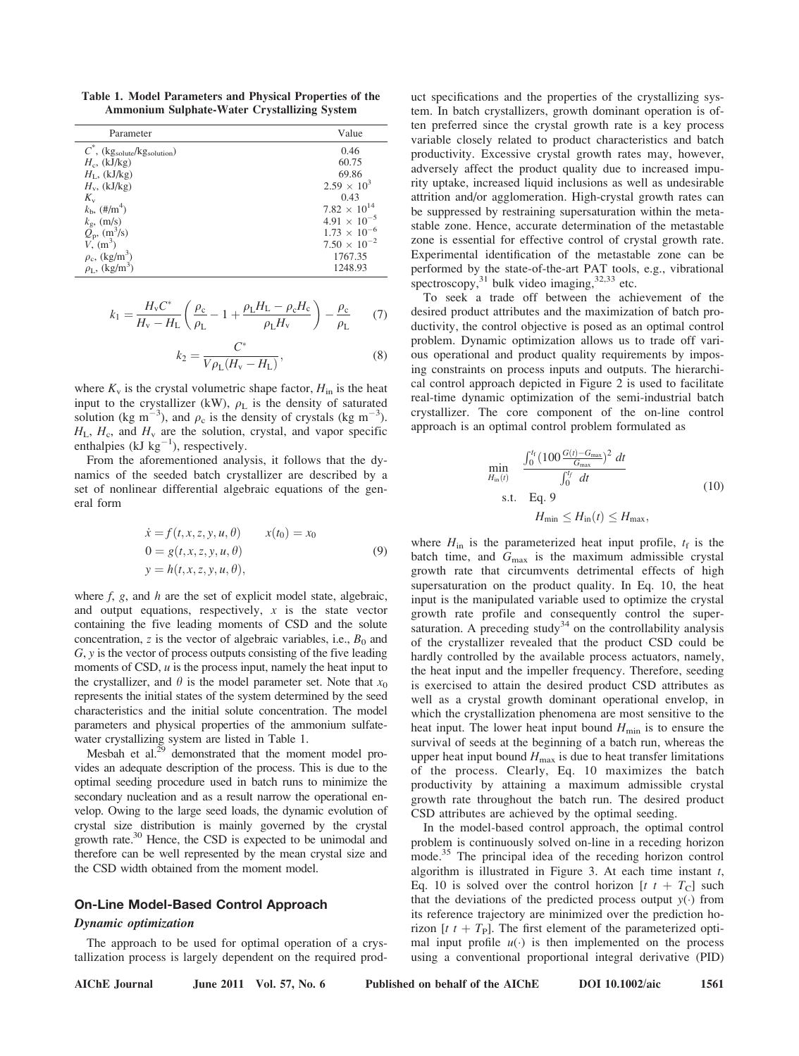**Table 1. Model Parameters and Physical Properties of the Ammonium Sulphate-Water Crystallizing System**

| Parameter | Value |
|---|---|
| $C^*$, ($kg_{solute}/kg_{solution}$) | 0.46 |
| $H_c$, (kJ/kg) | 60.75 |
| $H_L$, (kJ/kg) | 69.86 |
| $H_v$, (kJ/kg) | $2.59 \times 10^3$ |
| $K_v$ | 0.43 |
| $k_b$, (#/m$^4$) | $7.82 \times 10^{14}$ |
| $k_g$, (m/s) | $4.91 \times 10^{-5}$ |
| $Q_p$, (m$^3$/s) | $1.73 \times 10^{-6}$ |
| $V$, (m$^3$) | $7.50 \times 10^{-2}$ |
| $\rho_c$, (kg/m$^3$) | 1767.35 |
| $\rho_L$, (kg/m$^3$) | 1248.93 |

$$k_1 = \frac{H_v C^*}{H_v - H_L}\left(\frac{\rho_c}{\rho_L} - 1 + \frac{\rho_L H_L - \rho_c H_c}{\rho_L H_v}\right) - \frac{\rho_c}{\rho_L} \qquad (7)$$

$$k_2 = \frac{C^*}{V\rho_L (H_v - H_L)}, \qquad (8)$$

where $K_v$ is the crystal volumetric shape factor, $H_{in}$ is the heat input to the crystallizer (kW), $\rho_L$ is the density of saturated solution (kg m$^{-3}$), and $\rho_c$ is the density of crystals (kg m$^{-3}$). $H_L$, $H_c$, and $H_v$ are the solution, crystal, and vapor specific enthalpies (kJ kg$^{-1}$), respectively.

From the aforementioned analysis, it follows that the dynamics of the seeded batch crystallizer are described by a set of nonlinear differential algebraic equations of the general form

$$\begin{aligned} \dot{x} &= f(t, x, z, y, u, \theta) \qquad x(t_0) = x_0 \\ 0 &= g(t, x, z, y, u, \theta) \\ y &= h(t, x, z, y, u, \theta), \end{aligned} \qquad (9)$$

where $f$, $g$, and $h$ are the set of explicit model state, algebraic, and output equations, respectively, $x$ is the state vector containing the five leading moments of CSD and the solute concentration, $z$ is the vector of algebraic variables, i.e., $B_0$ and $G$, $y$ is the vector of process outputs consisting of the five leading moments of CSD, $u$ is the process input, namely the heat input to the crystallizer, and $\theta$ is the model parameter set. Note that $x_0$ represents the initial states of the system determined by the seed characteristics and the initial solute concentration. The model parameters and physical properties of the ammonium sulfate-water crystallizing system are listed in Table 1.

Mesbah et al.[29] demonstrated that the moment model provides an adequate description of the process. This is due to the optimal seeding procedure used in batch runs to minimize the secondary nucleation and as a result narrow the operational envelop. Owing to the large seed loads, the dynamic evolution of crystal size distribution is mainly governed by the crystal growth rate.[30] Hence, the CSD is expected to be unimodal and therefore can be well represented by the mean crystal size and the CSD width obtained from the moment model.

## On-Line Model-Based Control Approach

### *Dynamic optimization*

The approach to be used for optimal operation of a crystallization process is largely dependent on the required product specifications and the properties of the crystallizing system. In batch crystallizers, growth dominant operation is often preferred since the crystal growth rate is a key process variable closely related to product characteristics and batch productivity. Excessive crystal growth rates may, however, adversely affect the product quality due to increased impurity uptake, increased liquid inclusions as well as undesirable attrition and/or agglomeration. High-crystal growth rates can be suppressed by restraining supersaturation within the metastable zone. Hence, accurate determination of the metastable zone is essential for effective control of crystal growth rate. Experimental identification of the metastable zone can be performed by the state-of-the-art PAT tools, e.g., vibrational spectroscopy,[31] bulk video imaging,[32,33] etc.

To seek a trade off between the achievement of the desired product attributes and the maximization of batch productivity, the control objective is posed as an optimal control problem. Dynamic optimization allows us to trade off various operational and product quality requirements by imposing constraints on process inputs and outputs. The hierarchical control approach depicted in Figure 2 is used to facilitate real-time dynamic optimization of the semi-industrial batch crystallizer. The core component of the on-line control approach is an optimal control problem formulated as

$$\begin{aligned} \min_{H_{in}(t)} \quad & \frac{\int_0^{t_f} \left(100\frac{G(t) - G_{max}}{G_{max}}\right)^2 dt}{\int_0^{t_f} dt} \\ \text{s.t.} \quad & \text{Eq. 9} \\ & H_{min} \le H_{in}(t) \le H_{max}, \end{aligned} \qquad (10)$$

where $H_{in}$ is the parameterized heat input profile, $t_f$ is the batch time, and $G_{max}$ is the maximum admissible crystal growth rate that circumvents detrimental effects of high supersaturation on the product quality. In Eq. 10, the heat input is the manipulated variable used to optimize the crystal growth rate profile and consequently control the supersaturation. A preceding study[34] on the controllability analysis of the crystallizer revealed that the product CSD could be hardly controlled by the available process actuators, namely, the heat input and the impeller frequency. Therefore, seeding is exercised to attain the desired product CSD attributes as well as a crystal growth dominant operational envelop, in which the crystallization phenomena are most sensitive to the heat input. The lower heat input bound $H_{min}$ is to ensure the survival of seeds at the beginning of a batch run, whereas the upper heat input bound $H_{max}$ is due to heat transfer limitations of the process. Clearly, Eq. 10 maximizes the batch productivity by attaining a maximum admissible crystal growth rate throughout the batch run. The desired product CSD attributes are achieved by the optimal seeding.

In the model-based control approach, the optimal control problem is continuously solved on-line in a receding horizon mode.[35] The principal idea of the receding horizon control algorithm is illustrated in Figure 3. At each time instant $t$, Eq. 10 is solved over the control horizon $[t \; t + T_C]$ such that the deviations of the predicted process output $y(\cdot)$ from its reference trajectory are minimized over the prediction horizon $[t \; t + T_P]$. The first element of the parameterized optimal input profile $u(\cdot)$ is then implemented on the process using a conventional proportional integral derivative (PID)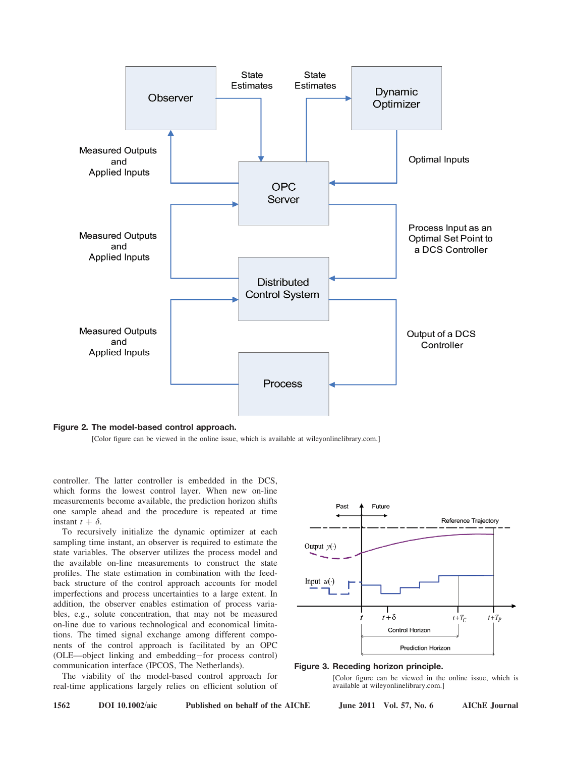**Figure 2. The model-based control approach.**

[Color figure can be viewed in the online issue, which is available at wileyonlinelibrary.com.]

controller. The latter controller is embedded in the DCS, which forms the lowest control layer. When new on-line measurements become available, the prediction horizon shifts one sample ahead and the procedure is repeated at time instant $t + \delta$.

To recursively initialize the dynamic optimizer at each sampling time instant, an observer is required to estimate the state variables. The observer utilizes the process model and the available on-line measurements to construct the state profiles. The state estimation in combination with the feedback structure of the control approach accounts for model imperfections and process uncertainties to a large extent. In addition, the observer enables estimation of process variables, e.g., solute concentration, that may not be measured on-line due to various technological and economical limitations. The timed signal exchange among different components of the control approach is facilitated by an OPC (OLE—object linking and embedding—for process control) communication interface (IPCOS, The Netherlands).

The viability of the model-based control approach for real-time applications largely relies on efficient solution of

**Figure 3. Receding horizon principle.**

[Color figure can be viewed in the online issue, which is available at wileyonlinelibrary.com.]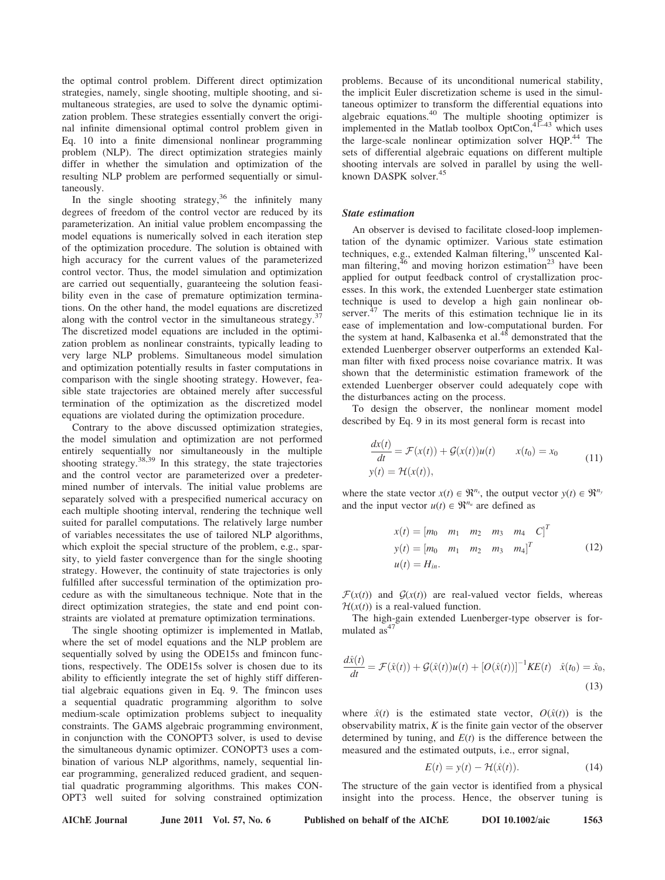the optimal control problem. Different direct optimization strategies, namely, single shooting, multiple shooting, and simultaneous strategies, are used to solve the dynamic optimization problem. These strategies essentially convert the original infinite dimensional optimal control problem given in Eq. 10 into a finite dimensional nonlinear programming problem (NLP). The direct optimization strategies mainly differ in whether the simulation and optimization of the resulting NLP problem are performed sequentially or simultaneously.

In the single shooting strategy,[36] the infinitely many degrees of freedom of the control vector are reduced by its parameterization. An initial value problem encompassing the model equations is numerically solved in each iteration step of the optimization procedure. The solution is obtained with high accuracy for the current values of the parameterized control vector. Thus, the model simulation and optimization are carried out sequentially, guaranteeing the solution feasibility even in the case of premature optimization terminations. On the other hand, the model equations are discretized along with the control vector in the simultaneous strategy.[37] The discretized model equations are included in the optimization problem as nonlinear constraints, typically leading to very large NLP problems. Simultaneous model simulation and optimization potentially results in faster computations in comparison with the single shooting strategy. However, feasible state trajectories are obtained merely after successful termination of the optimization as the discretized model equations are violated during the optimization procedure.

Contrary to the above discussed optimization strategies, the model simulation and optimization are not performed entirely sequentially nor simultaneously in the multiple shooting strategy.[38,39] In this strategy, the state trajectories and the control vector are parameterized over a predetermined number of intervals. The initial value problems are separately solved with a prespecified numerical accuracy on each multiple shooting interval, rendering the technique well suited for parallel computations. The relatively large number of variables necessitates the use of tailored NLP algorithms, which exploit the special structure of the problem, e.g., sparsity, to yield faster convergence than for the single shooting strategy. However, the continuity of state trajectories is only fulfilled after successful termination of the optimization procedure as with the simultaneous technique. Note that in the direct optimization strategies, the state and end point constraints are violated at premature optimization terminations.

The single shooting optimizer is implemented in Matlab, where the set of model equations and the NLP problem are sequentially solved by using the ODE15s and fmincon functions, respectively. The ODE15s solver is chosen due to its ability to efficiently integrate the set of highly stiff differential algebraic equations given in Eq. 9. The fmincon uses a sequential quadratic programming algorithm to solve medium-scale optimization problems subject to inequality constraints. The GAMS algebraic programming environment, in conjunction with the CONOPT3 solver, is used to devise the simultaneous dynamic optimizer. CONOPT3 uses a combination of various NLP algorithms, namely, sequential linear programming, generalized reduced gradient, and sequential quadratic programming algorithms. This makes CONOPT3 well suited for solving constrained optimization problems. Because of its unconditional numerical stability, the implicit Euler discretization scheme is used in the simultaneous optimizer to transform the differential equations into algebraic equations.[40] The multiple shooting optimizer is implemented in the Matlab toolbox OptCon,[41–43] which uses the large-scale nonlinear optimization solver HQP.[44] The sets of differential algebraic equations on different multiple shooting intervals are solved in parallel by using the well-known DASPK solver.[45]

### State estimation

An observer is devised to facilitate closed-loop implementation of the dynamic optimizer. Various state estimation techniques, e.g., extended Kalman filtering,[19] unscented Kalman filtering,[46] and moving horizon estimation[23] have been applied for output feedback control of crystallization processes. In this work, the extended Luenberger state estimation technique is used to develop a high gain nonlinear observer.[47] The merits of this estimation technique lie in its ease of implementation and low-computational burden. For the system at hand, Kalbasenka et al.[48] demonstrated that the extended Luenberger observer outperforms an extended Kalman filter with fixed process noise covariance matrix. It was shown that the deterministic estimation framework of the extended Luenberger observer could adequately cope with the disturbances acting on the process.

To design the observer, the nonlinear moment model described by Eq. 9 in its most general form is recast into

$$
\begin{aligned}
\frac{dx(t)}{dt} &= \mathcal{F}(x(t)) + \mathcal{G}(x(t))u(t) \qquad x(t_0) = x_0 \\
y(t) &= \mathcal{H}(x(t)),
\end{aligned}
\tag{11}
$$

where the state vector $x(t) \in \Re^{n_x}$, the output vector $y(t) \in \Re^{n_y}$ and the input vector $u(t) \in \Re^{n_u}$ are defined as

$$
\begin{aligned}
x(t) &= [m_0 \quad m_1 \quad m_2 \quad m_3 \quad m_4 \quad C]^T \\
y(t) &= [m_0 \quad m_1 \quad m_2 \quad m_3 \quad m_4]^T \\
u(t) &= H_{in}.
\end{aligned}
\tag{12}
$$

$\mathcal{F}(x(t))$ and $\mathcal{G}(x(t))$ are real-valued vector fields, whereas $\mathcal{H}(x(t))$ is a real-valued function.

The high-gain extended Luenberger-type observer is formulated as[47]

$$
\frac{d\hat{x}(t)}{dt} = \mathcal{F}(\hat{x}(t)) + \mathcal{G}(\hat{x}(t))u(t) + [O(\hat{x}(t))]^{-1}KE(t) \quad \hat{x}(t_0) = \hat{x}_0,
\tag{13}
$$

where $\hat{x}(t)$ is the estimated state vector, $O(\hat{x}(t))$ is the observability matrix, $K$ is the finite gain vector of the observer determined by tuning, and $E(t)$ is the difference between the measured and the estimated outputs, i.e., error signal,

$$
E(t) = y(t) - \mathcal{H}(\hat{x}(t)).
\tag{14}
$$

The structure of the gain vector is identified from a physical insight into the process. Hence, the observer tuning is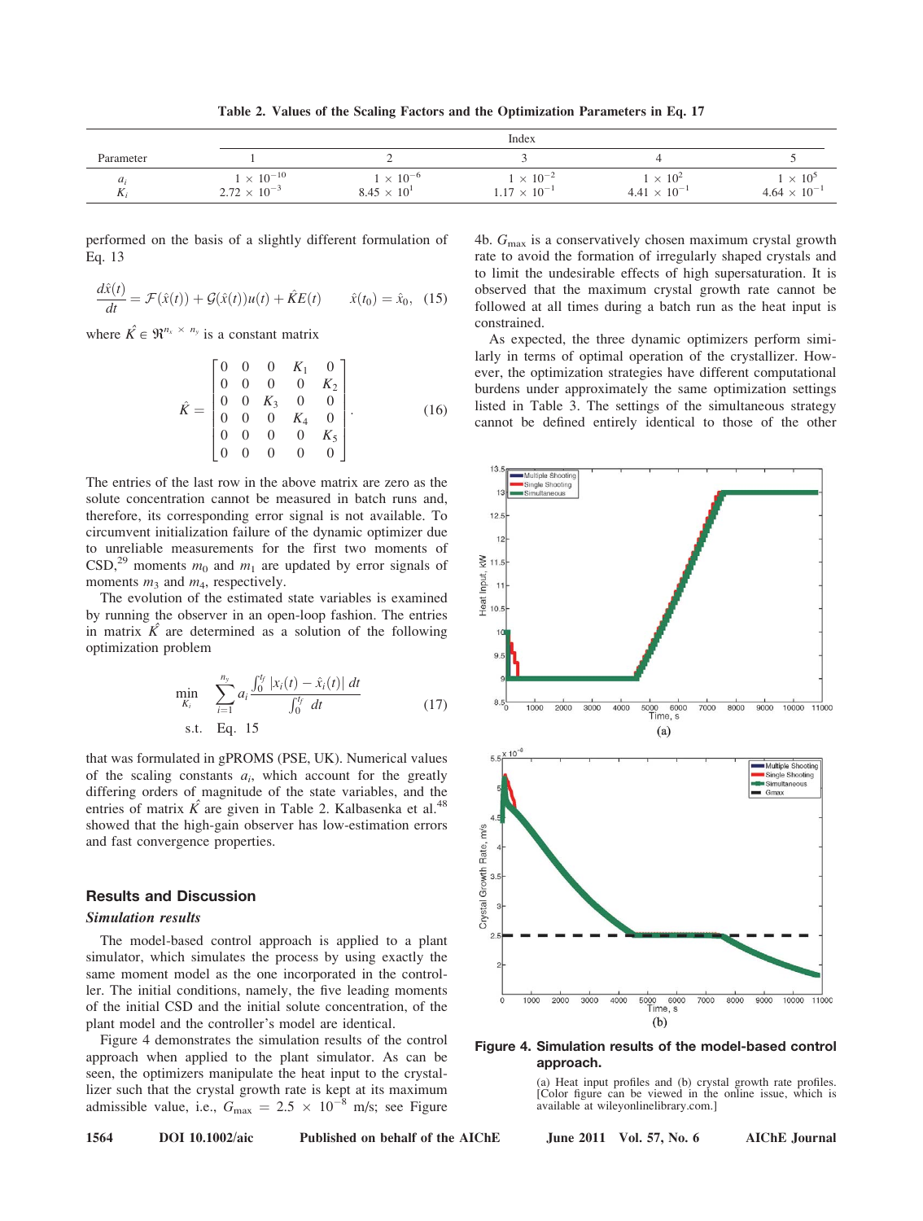**Table 2. Values of the Scaling Factors and the Optimization Parameters in Eq. 17**

| Parameter | Index | | | | |
|---|---|---|---|---|---|
| | 1 | 2 | 3 | 4 | 5 |
| $a_i$ | $1 \times 10^{-10}$ | $1 \times 10^{-6}$ | $1 \times 10^{-2}$ | $1 \times 10^{2}$ | $1 \times 10^{5}$ |
| $K_i$ | $2.72 \times 10^{-3}$ | $8.45 \times 10^{1}$ | $1.17 \times 10^{-1}$ | $4.41 \times 10^{-1}$ | $4.64 \times 10^{-1}$ |

performed on the basis of a slightly different formulation of Eq. 13

$$\frac{d\hat{x}(t)}{dt} = \mathcal{F}(\hat{x}(t)) + \mathcal{G}(\hat{x}(t))u(t) + \hat{K}E(t) \qquad \hat{x}(t_0) = \hat{x}_0, \quad (15)$$

where $\hat{K} \in \Re^{n_x \times n_y}$ is a constant matrix

$$\hat{K} = \begin{bmatrix} 0 & 0 & 0 & K_1 & 0 \\ 0 & 0 & 0 & 0 & K_2 \\ 0 & 0 & K_3 & 0 & 0 \\ 0 & 0 & 0 & K_4 & 0 \\ 0 & 0 & 0 & 0 & K_5 \\ 0 & 0 & 0 & 0 & 0 \end{bmatrix}. \quad (16)$$

The entries of the last row in the above matrix are zero as the solute concentration cannot be measured in batch runs and, therefore, its corresponding error signal is not available. To circumvent initialization failure of the dynamic optimizer due to unreliable measurements for the first two moments of CSD,[29] moments $m_0$ and $m_1$ are updated by error signals of moments $m_3$ and $m_4$, respectively.

The evolution of the estimated state variables is examined by running the observer in an open-loop fashion. The entries in matrix $\hat{K}$ are determined as a solution of the following optimization problem

$$\min_{K_i} \quad \sum_{i=1}^{n_y} a_i \frac{\int_0^{t_f} |x_i(t) - \hat{x}_i(t)|\, dt}{\int_0^{t_f} dt} \quad (17)$$
$$\text{s.t.} \quad \text{Eq. } 15$$

that was formulated in gPROMS (PSE, UK). Numerical values of the scaling constants $a_i$, which account for the greatly differing orders of magnitude of the state variables, and the entries of matrix $\hat{K}$ are given in Table 2. Kalbasenka et al.[48] showed that the high-gain observer has low-estimation errors and fast convergence properties.

## Results and Discussion

### *Simulation results*

The model-based control approach is applied to a plant simulator, which simulates the process by using exactly the same moment model as the one incorporated in the controller. The initial conditions, namely, the five leading moments of the initial CSD and the initial solute concentration, of the plant model and the controller's model are identical.

Figure 4 demonstrates the simulation results of the control approach when applied to the plant simulator. As can be seen, the optimizers manipulate the heat input to the crystallizer such that the crystal growth rate is kept at its maximum admissible value, i.e., $G_{max} = 2.5 \times 10^{-8}$ m/s; see Figure 4b. $G_{max}$ is a conservatively chosen maximum crystal growth rate to avoid the formation of irregularly shaped crystals and to limit the undesirable effects of high supersaturation. It is observed that the maximum crystal growth rate cannot be followed at all times during a batch run as the heat input is constrained.

As expected, the three dynamic optimizers perform similarly in terms of optimal operation of the crystallizer. However, the optimization strategies have different computational burdens under approximately the same optimization settings listed in Table 3. The settings of the simultaneous strategy cannot be defined entirely identical to those of the other

**Figure 4. Simulation results of the model-based control approach.**

(a) Heat input profiles and (b) crystal growth rate profiles. [Color figure can be viewed in the online issue, which is available at wileyonlinelibrary.com.]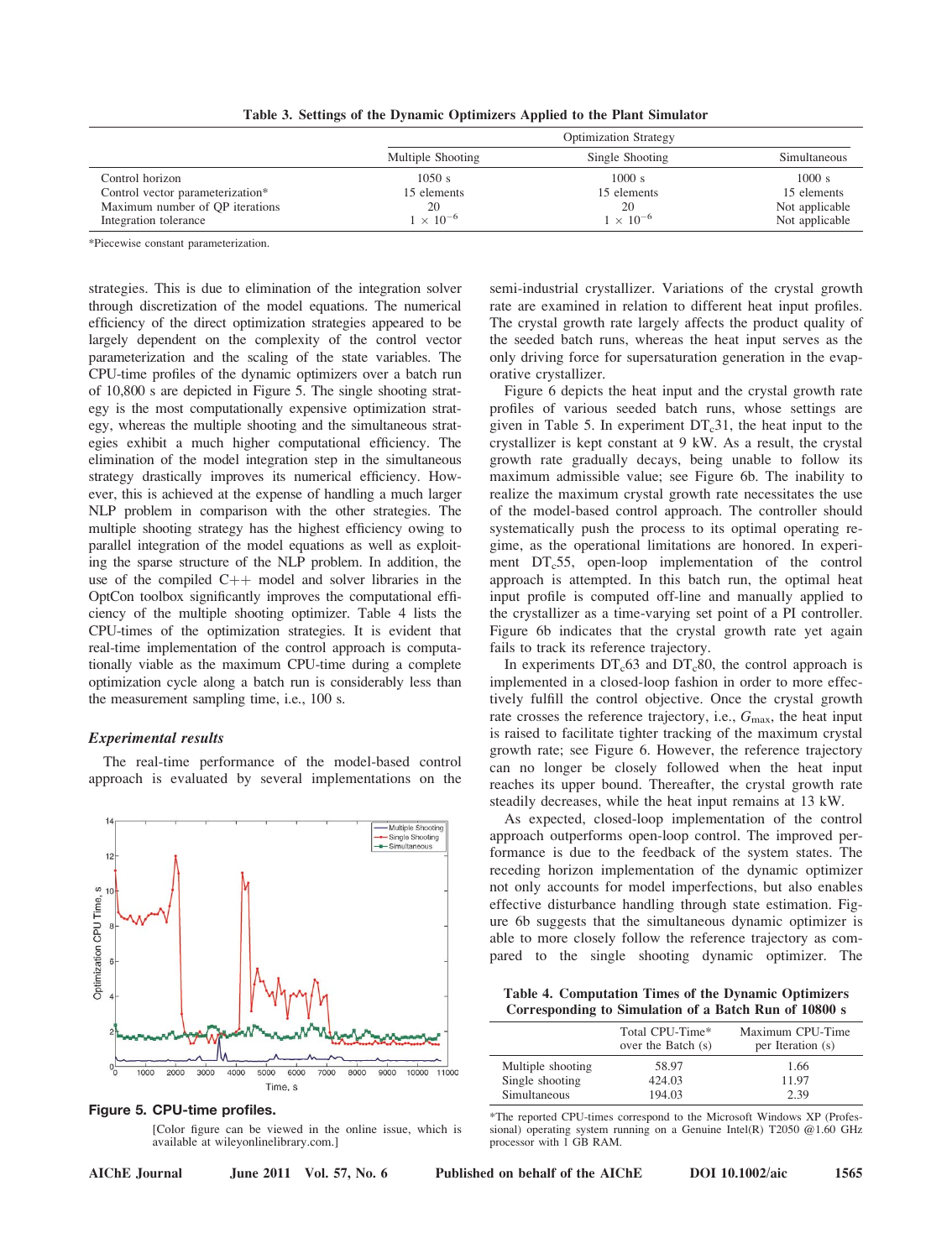**Table 3. Settings of the Dynamic Optimizers Applied to the Plant Simulator**

| | Optimization Strategy | | |
|---|---|---|---|
| | Multiple Shooting | Single Shooting | Simultaneous |
| Control horizon | 1050 s | 1000 s | 1000 s |
| Control vector parameterization* | 15 elements | 15 elements | 15 elements |
| Maximum number of QP iterations | 20 | 20 | Not applicable |
| Integration tolerance | $1 \times 10^{-6}$ | $1 \times 10^{-6}$ | Not applicable |

*Piecewise constant parameterization.

strategies. This is due to elimination of the integration solver through discretization of the model equations. The numerical efficiency of the direct optimization strategies appeared to be largely dependent on the complexity of the control vector parameterization and the scaling of the state variables. The CPU-time profiles of the dynamic optimizers over a batch run of 10,800 s are depicted in Figure 5. The single shooting strategy is the most computationally expensive optimization strategy, whereas the multiple shooting and the simultaneous strategies exhibit a much higher computational efficiency. The elimination of the model integration step in the simultaneous strategy drastically improves its numerical efficiency. However, this is achieved at the expense of handling a much larger NLP problem in comparison with the other strategies. The multiple shooting strategy has the highest efficiency owing to parallel integration of the model equations as well as exploiting the sparse structure of the NLP problem. In addition, the use of the compiled C++ model and solver libraries in the OptCon toolbox significantly improves the computational efficiency of the multiple shooting optimizer. Table 4 lists the CPU-times of the optimization strategies. It is evident that real-time implementation of the control approach is computationally viable as the maximum CPU-time during a complete optimization cycle along a batch run is considerably less than the measurement sampling time, i.e., 100 s.

### *Experimental results*

The real-time performance of the model-based control approach is evaluated by several implementations on the semi-industrial crystallizer. Variations of the crystal growth rate are examined in relation to different heat input profiles. The crystal growth rate largely affects the product quality of the seeded batch runs, whereas the heat input serves as the only driving force for supersaturation generation in the evaporative crystallizer.

**Figure 5. CPU-time profiles.**

[Color figure can be viewed in the online issue, which is available at wileyonlinelibrary.com.]

Figure 6 depicts the heat input and the crystal growth rate profiles of various seeded batch runs, whose settings are given in Table 5. In experiment $DT_c31$, the heat input to the crystallizer is kept constant at 9 kW. As a result, the crystal growth rate gradually decays, being unable to follow its maximum admissible value; see Figure 6b. The inability to realize the maximum crystal growth rate necessitates the use of the model-based control approach. The controller should systematically push the process to its optimal operating regime, as the operational limitations are honored. In experiment $DT_c55$, open-loop implementation of the control approach is attempted. In this batch run, the optimal heat input profile is computed off-line and manually applied to the crystallizer as a time-varying set point of a PI controller. Figure 6b indicates that the crystal growth rate yet again fails to track its reference trajectory.

In experiments $DT_c63$ and $DT_c80$, the control approach is implemented in a closed-loop fashion in order to more effectively fulfill the control objective. Once the crystal growth rate crosses the reference trajectory, i.e., $G_{max}$, the heat input is raised to facilitate tighter tracking of the maximum crystal growth rate; see Figure 6. However, the reference trajectory can no longer be closely followed when the heat input reaches its upper bound. Thereafter, the crystal growth rate steadily decreases, while the heat input remains at 13 kW.

As expected, closed-loop implementation of the control approach outperforms open-loop control. The improved performance is due to the feedback of the system states. The receding horizon implementation of the dynamic optimizer not only accounts for model imperfections, but also enables effective disturbance handling through state estimation. Figure 6b suggests that the simultaneous dynamic optimizer is able to more closely follow the reference trajectory as compared to the single shooting dynamic optimizer. The

**Table 4. Computation Times of the Dynamic Optimizers Corresponding to Simulation of a Batch Run of 10800 s**

| | Total CPU-Time* over the Batch (s) | Maximum CPU-Time per Iteration (s) |
|---|---|---|
| Multiple shooting | 58.97 | 1.66 |
| Single shooting | 424.03 | 11.97 |
| Simultaneous | 194.03 | 2.39 |

*The reported CPU-times correspond to the Microsoft Windows XP (Professional) operating system running on a Genuine Intel(R) T2050 @1.60 GHz processor with 1 GB RAM.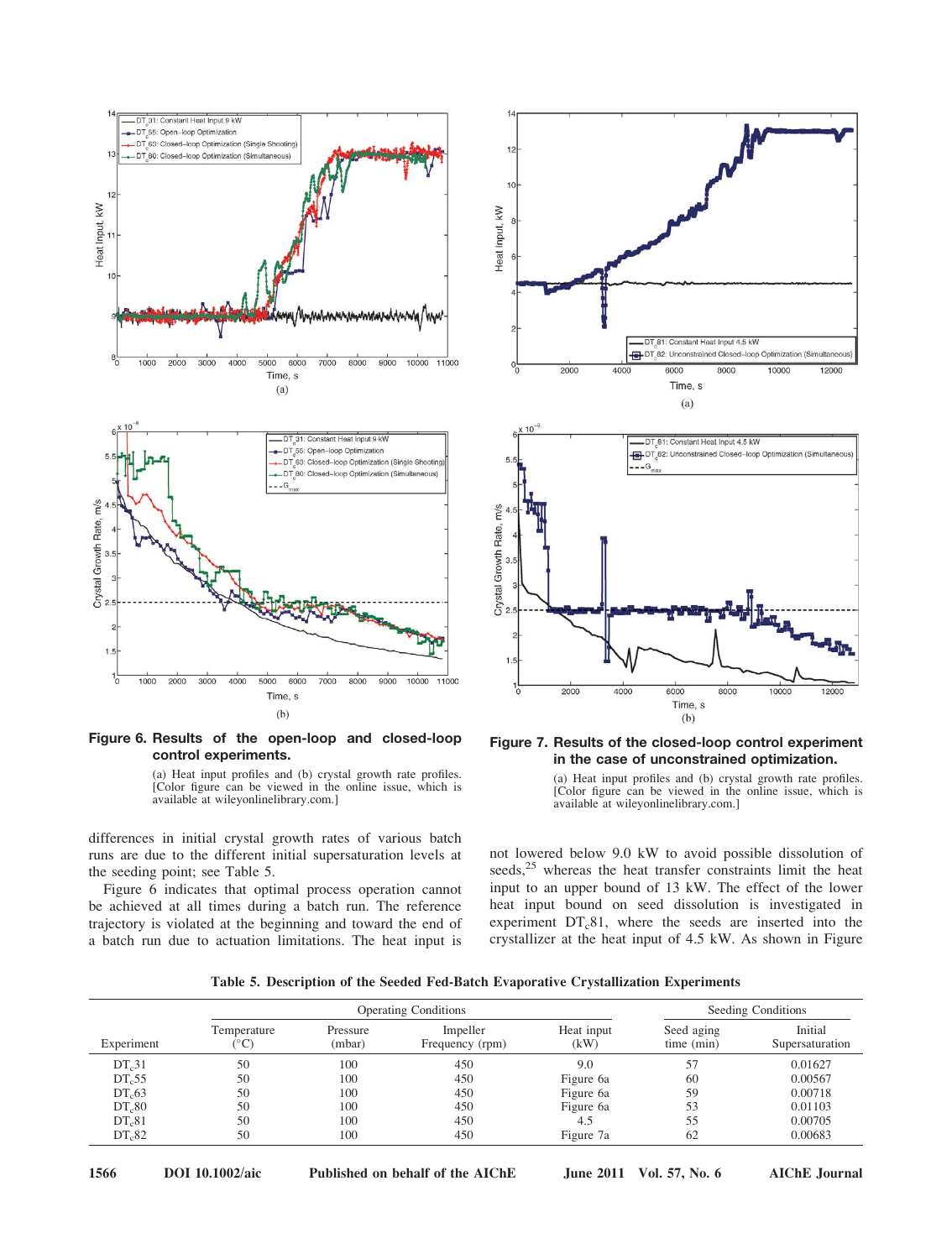**Figure 6. Results of the open-loop and closed-loop control experiments.**

(a) Heat input profiles and (b) crystal growth rate profiles. [Color figure can be viewed in the online issue, which is available at wileyonlinelibrary.com.]

**Figure 7. Results of the closed-loop control experiment in the case of unconstrained optimization.**

(a) Heat input profiles and (b) crystal growth rate profiles. [Color figure can be viewed in the online issue, which is available at wileyonlinelibrary.com.]

differences in initial crystal growth rates of various batch runs are due to the different initial supersaturation levels at the seeding point; see Table 5.

Figure 6 indicates that optimal process operation cannot be achieved at all times during a batch run. The reference trajectory is violated at the beginning and toward the end of a batch run due to actuation limitations. The heat input is not lowered below 9.0 kW to avoid possible dissolution of seeds,[25] whereas the heat transfer constraints limit the heat input to an upper bound of 13 kW. The effect of the lower heat input bound on seed dissolution is investigated in experiment $DT_c81$, where the seeds are inserted into the crystallizer at the heat input of 4.5 kW. As shown in Figure

**Table 5. Description of the Seeded Fed-Batch Evaporative Crystallization Experiments**

| | Operating Conditions | | | | Seeding Conditions | |
|---|---|---|---|---|---|---|
| Experiment | Temperature (°C) | Pressure (mbar) | Impeller Frequency (rpm) | Heat input (kW) | Seed aging time (min) | Initial Supersaturation |
| $DT_c31$ | 50 | 100 | 450 | 9.0 | 57 | 0.01627 |
| $DT_c55$ | 50 | 100 | 450 | Figure 6a | 60 | 0.00567 |
| $DT_c63$ | 50 | 100 | 450 | Figure 6a | 59 | 0.00718 |
| $DT_c80$ | 50 | 100 | 450 | Figure 6a | 53 | 0.01103 |
| $DT_c81$ | 50 | 100 | 450 | 4.5 | 55 | 0.00705 |
| $DT_c82$ | 50 | 100 | 450 | Figure 7a | 62 | 0.00683 |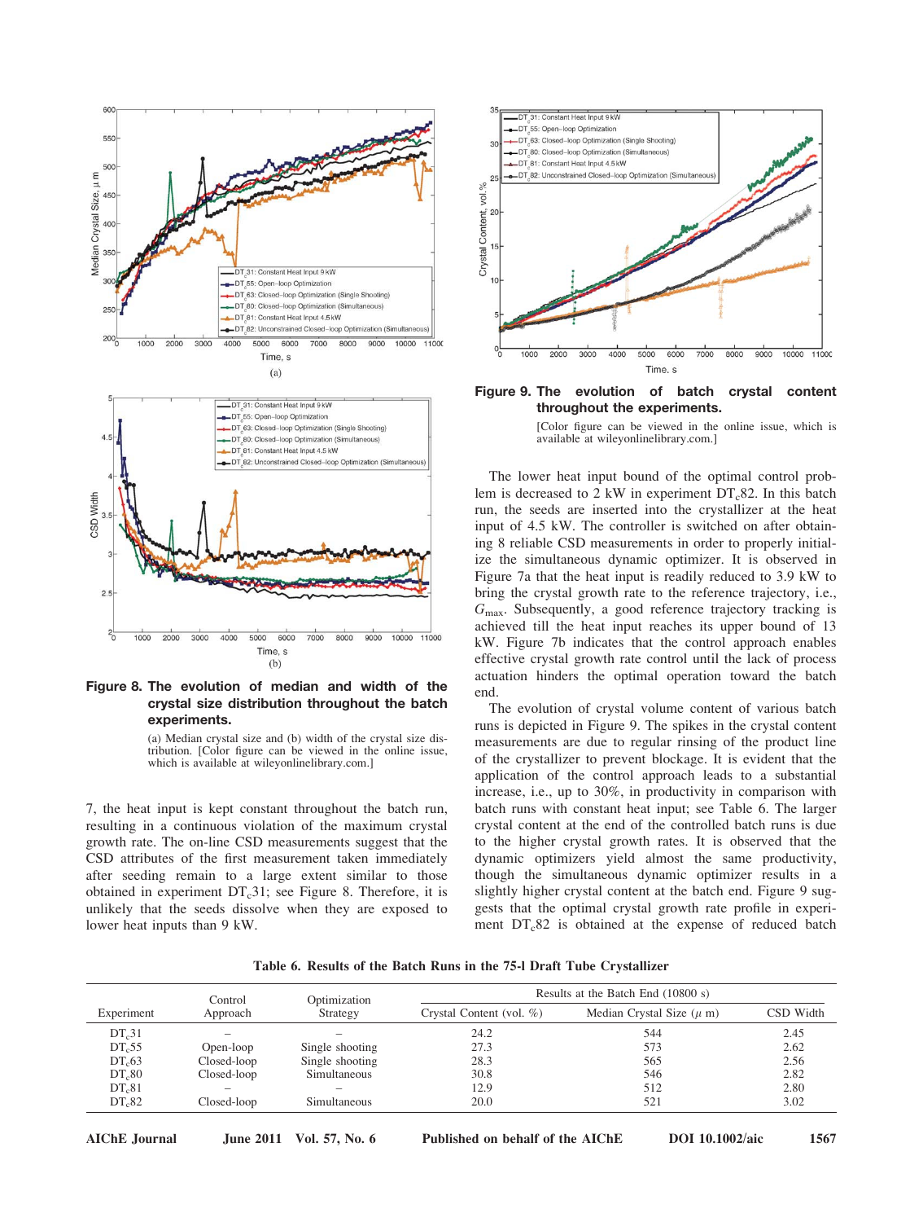**Figure 8. The evolution of median and width of the crystal size distribution throughout the batch experiments.**

(a) Median crystal size and (b) width of the crystal size distribution. [Color figure can be viewed in the online issue, which is available at wileyonlinelibrary.com.]

**Figure 9. The evolution of batch crystal content throughout the experiments.**

[Color figure can be viewed in the online issue, which is available at wileyonlinelibrary.com.]

7, the heat input is kept constant throughout the batch run, resulting in a continuous violation of the maximum crystal growth rate. The on-line CSD measurements suggest that the CSD attributes of the first measurement taken immediately after seeding remain to a large extent similar to those obtained in experiment $DT_c31$; see Figure 8. Therefore, it is unlikely that the seeds dissolve when they are exposed to lower heat inputs than 9 kW.

The lower heat input bound of the optimal control problem is decreased to 2 kW in experiment $DT_c82$. In this batch run, the seeds are inserted into the crystallizer at the heat input of 4.5 kW. The controller is switched on after obtaining 8 reliable CSD measurements in order to properly initialize the simultaneous dynamic optimizer. It is observed in Figure 7a that the heat input is readily reduced to 3.9 kW to bring the crystal growth rate to the reference trajectory, i.e., $G_{max}$. Subsequently, a good reference trajectory tracking is achieved till the heat input reaches its upper bound of 13 kW. Figure 7b indicates that the control approach enables effective crystal growth rate control until the lack of process actuation hinders the optimal operation toward the batch end.

The evolution of crystal volume content of various batch runs is depicted in Figure 9. The spikes in the crystal content measurements are due to regular rinsing of the product line of the crystallizer to prevent blockage. It is evident that the application of the control approach leads to a substantial increase, i.e., up to 30%, in productivity in comparison with batch runs with constant heat input; see Table 6. The larger crystal content at the end of the controlled batch runs is due to the higher crystal growth rates. It is observed that the dynamic optimizers yield almost the same productivity, though the simultaneous dynamic optimizer results in a slightly higher crystal content at the batch end. Figure 9 suggests that the optimal crystal growth rate profile in experiment $DT_c82$ is obtained at the expense of reduced batch

**Table 6. Results of the Batch Runs in the 75-l Draft Tube Crystallizer**

| Experiment | Control Approach | Optimization Strategy | Results at the Batch End (10800 s) | | |
|---|---|---|---|---|---|
| | | | Crystal Content (vol. %) | Median Crystal Size ($\mu$ m) | CSD Width |
| $DT_c31$ | – | – | 24.2 | 544 | 2.45 |
| $DT_c55$ | Open-loop | Single shooting | 27.3 | 573 | 2.62 |
| $DT_c63$ | Closed-loop | Single shooting | 28.3 | 565 | 2.56 |
| $DT_c80$ | Closed-loop | Simultaneous | 30.8 | 546 | 2.82 |
| $DT_c81$ | – | – | 12.9 | 512 | 2.80 |
| $DT_c82$ | Closed-loop | Simultaneous | 20.0 | 521 | 3.02 |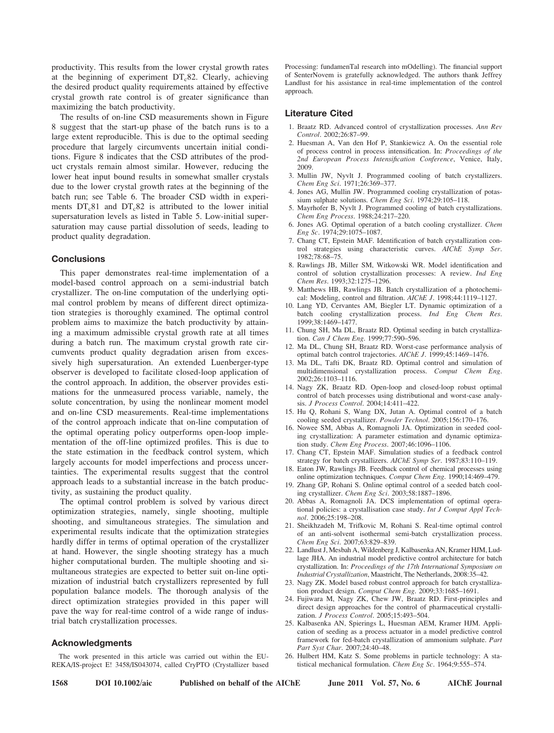productivity. This results from the lower crystal growth rates at the beginning of experiment $DT_c82$. Clearly, achieving the desired product quality requirements attained by effective crystal growth rate control is of greater significance than maximizing the batch productivity.

The results of on-line CSD measurements shown in Figure 8 suggest that the start-up phase of the batch runs is to a large extent reproducible. This is due to the optimal seeding procedure that largely circumvents uncertain initial conditions. Figure 8 indicates that the CSD attributes of the product crystals remain almost similar. However, reducing the lower heat input bound results in somewhat smaller crystals due to the lower crystal growth rates at the beginning of the batch run; see Table 6. The broader CSD width in experiments $DT_c81$ and $DT_c82$ is attributed to the lower initial supersaturation levels as listed in Table 5. Low-initial supersaturation may cause partial dissolution of seeds, leading to product quality degradation.

## Conclusions

This paper demonstrates real-time implementation of a model-based control approach on a semi-industrial batch crystallizer. The on-line computation of the underlying optimal control problem by means of different direct optimization strategies is thoroughly examined. The optimal control problem aims to maximize the batch productivity by attaining a maximum admissible crystal growth rate at all times during a batch run. The maximum crystal growth rate circumvents product quality degradation arisen from excessively high supersaturation. An extended Luenberger-type observer is developed to facilitate closed-loop application of the control approach. In addition, the observer provides estimations for the unmeasured process variable, namely, the solute concentration, by using the nonlinear moment model and on-line CSD measurements. Real-time implementations of the control approach indicate that on-line computation of the optimal operating policy outperforms open-loop implementation of the off-line optimized profiles. This is due to the state estimation in the feedback control system, which largely accounts for model imperfections and process uncertainties. The experimental results suggest that the control approach leads to a substantial increase in the batch productivity, as sustaining the product quality.

The optimal control problem is solved by various direct optimization strategies, namely, single shooting, multiple shooting, and simultaneous strategies. The simulation and experimental results indicate that the optimization strategies hardly differ in terms of optimal operation of the crystallizer at hand. However, the single shooting strategy has a much higher computational burden. The multiple shooting and simultaneous strategies are expected to better suit on-line optimization of industrial batch crystallizers represented by full population balance models. The thorough analysis of the direct optimization strategies provided in this paper will pave the way for real-time control of a wide range of industrial batch crystallization processes.

## Acknowledgments

The work presented in this article was carried out within the EUREKA/IS-project E! 3458/IS043074, called CryPTO (Crystallizer based Processing: fundamenTal research into mOdelling). The financial support of SenterNovem is gratefully acknowledged. The authors thank Jeffrey Landlust for his assistance in real-time implementation of the control approach.

## Literature Cited

1. Braatz RD. Advanced control of crystallization processes. *Ann Rev Control*. 2002;26:87–99.
2. Huesman A, Van den Hof P, Stankiewicz A. On the essential role of process control in process intensification. In: *Proceedings of the 2nd European Process Intensification Conference*, Venice, Italy, 2009.
3. Mullin JW, Nyvlt J. Programmed cooling of batch crystallizers. *Chem Eng Sci*. 1971;26:369–377.
4. Jones AG, Mullin JW. Programmed cooling crystallization of potassium sulphate solutions. *Chem Eng Sci*. 1974;29:105–118.
5. Mayrhofer B, Nyvlt J. Programmed cooling of batch crystallizations. *Chem Eng Process*. 1988;24:217–220.
6. Jones AG. Optimal operation of a batch cooling crystallizer. *Chem Eng Sc*. 1974;29:1075–1087.
7. Chang CT, Epstein MAF. Identification of batch crystallization control strategies using characteristic curves. *AIChE Symp Ser*. 1982;78:68–75.
8. Rawlings JB, Miller SM, Witkowski WR. Model identification and control of solution crystallization processes: A review. *Ind Eng Chem Res*. 1993;32:1275–1296.
9. Matthews HB, Rawlings JB. Batch crystallization of a photochemical: Modeling, control and filtration. *AIChE J*. 1998;44:1119–1127.
10. Lang YD, Cervantes AM, Biegler LT. Dynamic optimization of a batch cooling crystallization process. *Ind Eng Chem Res*. 1999;38:1469–1477.
11. Chung SH, Ma DL, Braatz RD. Optimal seeding in batch crystallization. *Can J Chem Eng*. 1999;77:590–596.
12. Ma DL, Chung SH, Braatz RD. Worst-case performance analysis of optimal batch control trajectories. *AIChE J*. 1999;45:1469–1476.
13. Ma DL, Tafti DK, Braatz RD. Optimal control and simulation of multidimensional crystallization process. *Comput Chem Eng*. 2002;26:1103–1116.
14. Nagy ZK, Braatz RD. Open-loop and closed-loop robust optimal control of batch processes using distributional and worst-case analysis. *J Process Control*. 2004;14:411–422.
15. Hu Q, Rohani S, Wang DX, Jutan A. Optimal control of a batch cooling seeded crystallizer. *Powder Technol*. 2005;156:170–176.
16. Nowee SM, Abbas A, Romagnoli JA. Optimization in seeded cooling crystallization: A parameter estimation and dynamic optimization study. *Chem Eng Process*. 2007;46:1096–1106.
17. Chang CT, Epstein MAF. Simulation studies of a feedback control strategy for batch crystallizers. *AIChE Symp Ser*. 1987;83:110–119.
18. Eaton JW, Rawlings JB. Feedback control of chemical processes using online optimization techniques. *Comput Chem Eng*. 1990;14:469–479.
19. Zhang GP, Rohani S. Online optimal control of a seeded batch cooling crystallizer. *Chem Eng Sci*. 2003;58:1887–1896.
20. Abbas A, Romagnoli JA. DCS implementation of optimal operational policies: a crystallisation case study. *Int J Comput Appl Technol*. 2006;25:198–208.
21. Sheikhzadeh M, Trifkovic M, Rohani S. Real-time optimal control of an anti-solvent isothermal semi-batch crystallization process. *Chem Eng Sci*. 2007;63:829–839.
22. Landlust J, Mesbah A, Wildenberg J, Kalbasenka AN, Kramer HJM, Ludlage JHA. An industrial model predictive control architecture for batch crystallization. In: *Proceedings of the 17th International Symposium on Industrial Crystallization*, Maastricht, The Netherlands, 2008:35–42.
23. Nagy ZK. Model based robust control approach for batch crystallization product design. *Comput Chem Eng*. 2009;33:1685–1691.
24. Fujiwara M, Nagy ZK, Chew JW, Braatz RD. First-principles and direct design approaches for the control of pharmaceutical crystallization. *J Process Control*. 2005;15:493–504.
25. Kalbasenka AN, Spierings L, Huesman AEM, Kramer HJM. Application of seeding as a process actuator in a model predictive control framework for fed-batch crystallization of ammonium sulphate. *Part Part Syst Char*. 2007;24:40–48.
26. Hulbert HM, Katz S. Some problems in particle technology: A statistical mechanical formulation. *Chem Eng Sc*. 1964;9:555–574.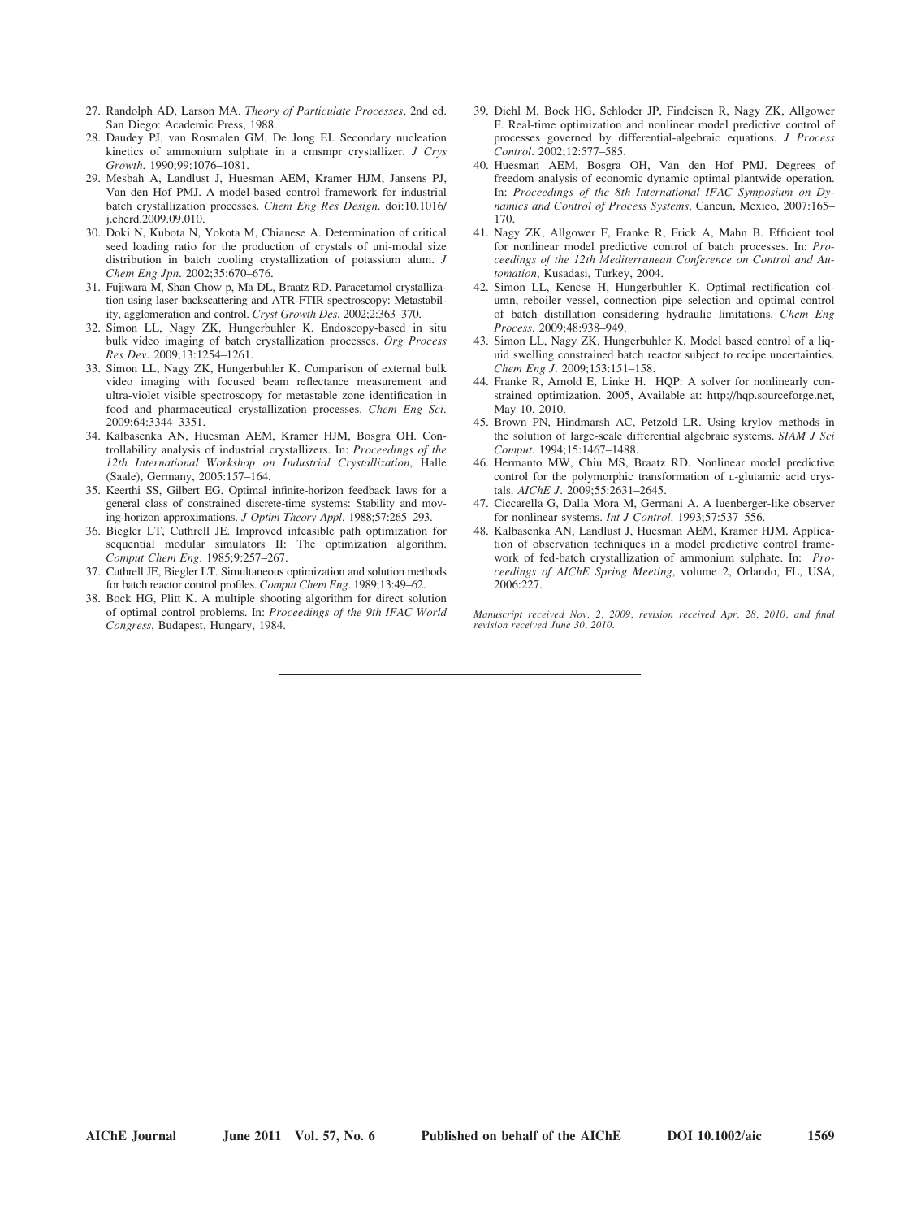27. Randolph AD, Larson MA. *Theory of Particulate Processes*, 2nd ed. San Diego: Academic Press, 1988.
28. Daudey PJ, van Rosmalen GM, De Jong EI. Secondary nucleation kinetics of ammonium sulphate in a cmsmpr crystallizer. *J Crys Growth*. 1990;99:1076–1081.
29. Mesbah A, Landlust J, Huesman AEM, Kramer HJM, Jansens PJ, Van den Hof PMJ. A model-based control framework for industrial batch crystallization processes. *Chem Eng Res Design*. doi:10.1016/j.cherd.2009.09.010.
30. Doki N, Kubota N, Yokota M, Chianese A. Determination of critical seed loading ratio for the production of crystals of uni-modal size distribution in batch cooling crystallization of potassium alum. *J Chem Eng Jpn*. 2002;35:670–676.
31. Fujiwara M, Shan Chow p, Ma DL, Braatz RD. Paracetamol crystallization using laser backscattering and ATR-FTIR spectroscopy: Metastability, agglomeration and control. *Cryst Growth Des*. 2002;2:363–370.
32. Simon LL, Nagy ZK, Hungerbuhler K. Endoscopy-based in situ bulk video imaging of batch crystallization processes. *Org Process Res Dev*. 2009;13:1254–1261.
33. Simon LL, Nagy ZK, Hungerbuhler K. Comparison of external bulk video imaging with focused beam reflectance measurement and ultra-violet visible spectroscopy for metastable zone identification in food and pharmaceutical crystallization processes. *Chem Eng Sci*. 2009;64:3344–3351.
34. Kalbasenka AN, Huesman AEM, Kramer HJM, Bosgra OH. Controllability analysis of industrial crystallizers. In: *Proceedings of the 12th International Workshop on Industrial Crystallization*, Halle (Saale), Germany, 2005:157–164.
35. Keerthi SS, Gilbert EG. Optimal infinite-horizon feedback laws for a general class of constrained discrete-time systems: Stability and moving-horizon approximations. *J Optim Theory Appl*. 1988;57:265–293.
36. Biegler LT, Cuthrell JE. Improved infeasible path optimization for sequential modular simulators II: The optimization algorithm. *Comput Chem Eng*. 1985;9:257–267.
37. Cuthrell JE, Biegler LT. Simultaneous optimization and solution methods for batch reactor control profiles. *Comput Chem Eng*. 1989;13:49–62.
38. Bock HG, Plitt K. A multiple shooting algorithm for direct solution of optimal control problems. In: *Proceedings of the 9th IFAC World Congress*, Budapest, Hungary, 1984.
39. Diehl M, Bock HG, Schloder JP, Findeisen R, Nagy ZK, Allgower F. Real-time optimization and nonlinear model predictive control of processes governed by differential-algebraic equations. *J Process Control*. 2002;12:577–585.
40. Huesman AEM, Bosgra OH, Van den Hof PMJ. Degrees of freedom analysis of economic dynamic optimal plantwide operation. In: *Proceedings of the 8th International IFAC Symposium on Dynamics and Control of Process Systems*, Cancun, Mexico, 2007:165–170.
41. Nagy ZK, Allgower F, Franke R, Frick A, Mahn B. Efficient tool for nonlinear model predictive control of batch processes. In: *Proceedings of the 12th Mediterranean Conference on Control and Automation*, Kusadasi, Turkey, 2004.
42. Simon LL, Kencse H, Hungerbuhler K. Optimal rectification column, reboiler vessel, connection pipe selection and optimal control of batch distillation considering hydraulic limitations. *Chem Eng Process*. 2009;48:938–949.
43. Simon LL, Nagy ZK, Hungerbuhler K. Model based control of a liquid swelling constrained batch reactor subject to recipe uncertainties. *Chem Eng J*. 2009;153:151–158.
44. Franke R, Arnold E, Linke H. HQP: A solver for nonlinearly constrained optimization. 2005, Available at: http://hqp.sourceforge.net, May 10, 2010.
45. Brown PN, Hindmarsh AC, Petzold LR. Using krylov methods in the solution of large-scale differential algebraic systems. *SIAM J Sci Comput*. 1994;15:1467–1488.
46. Hermanto MW, Chiu MS, Braatz RD. Nonlinear model predictive control for the polymorphic transformation of L-glutamic acid crystals. *AIChE J*. 2009;55:2631–2645.
47. Ciccarella G, Dalla Mora M, Germani A. A luenberger-like observer for nonlinear systems. *Int J Control*. 1993;57:537–556.
48. Kalbasenka AN, Landlust J, Huesman AEM, Kramer HJM. Application of observation techniques in a model predictive control framework of fed-batch crystallization of ammonium sulphate. In: *Proceedings of AIChE Spring Meeting*, volume 2, Orlando, FL, USA, 2006:227.

*Manuscript received Nov. 2, 2009, revision received Apr. 28, 2010, and final revision received June 30, 2010.*